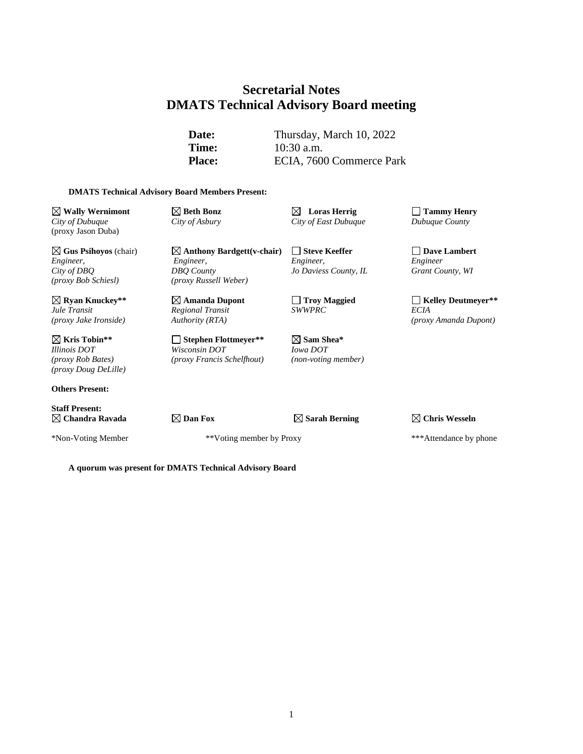# Secretarial Notes
# DMATS Technical Advisory Board meeting

**Date:** Thursday, March 10, 2022
**Time:** 10:30 a.m.
**Place:** ECIA, 7600 Commerce Park

**DMATS Technical Advisory Board Members Present:**

| | | | |
|---|---|---|---|
| ☒ **Wally Wernimont**<br>*City of Dubuque*<br>(proxy Jason Duba) | ☒ **Beth Bonz**<br>*City of Asbury* | ☒ **Loras Herrig**<br>*City of East Dubuque* | ☐ **Tammy Henry**<br>*Dubuque County* |
| ☒ **Gus Psihoyos** (chair)<br>*Engineer,*<br>*City of DBQ*<br>*(proxy Bob Schiesl)* | ☒ **Anthony Bardgett(v-chair)**<br>*Engineer,*<br>*DBQ County*<br>*(proxy Russell Weber)* | ☐ **Steve Keeffer**<br>*Engineer,*<br>*Jo Daviess County, IL* | ☐ **Dave Lambert**<br>*Engineer*<br>*Grant County, WI* |
| ☒ **Ryan Knuckey\*\***<br>*Jule Transit*<br>*(proxy Jake Ironside)* | ☒ **Amanda Dupont**<br>*Regional Transit*<br>*Authority (RTA)* | ☐ **Troy Maggied**<br>*SWWPRC* | ☐ **Kelley Deutmeyer\*\***<br>*ECIA*<br>*(proxy Amanda Dupont)* |
| ☒ **Kris Tobin\*\***<br>*Illinois DOT*<br>*(proxy Rob Bates)*<br>*(proxy Doug DeLille)* | ☐ **Stephen Flottmeyer\*\***<br>*Wisconsin DOT*<br>*(proxy Francis Schelfhout)* | ☒ **Sam Shea\***<br>*Iowa DOT*<br>*(non-voting member)* | |

**Others Present:**

**Staff Present:**

☒ **Chandra Ravada** ☒ **Dan Fox** ☒ **Sarah Berning** ☒ **Chris Wesseln**

*Non-Voting Member **Voting member by Proxy ***Attendance by phone

**A quorum was present for DMATS Technical Advisory Board**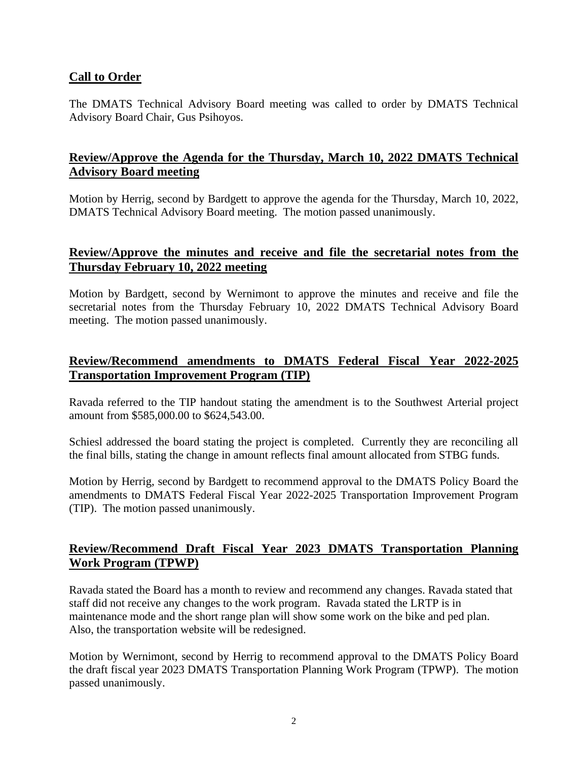## **Call to Order**

The DMATS Technical Advisory Board meeting was called to order by DMATS Technical Advisory Board Chair, Gus Psihoyos.

## **Review/Approve the Agenda for the Thursday, March 10, 2022 DMATS Technical Advisory Board meeting**

Motion by Herrig, second by Bardgett to approve the agenda for the Thursday, March 10, 2022, DMATS Technical Advisory Board meeting. The motion passed unanimously.

## **Review/Approve the minutes and receive and file the secretarial notes from the Thursday February 10, 2022 meeting**

Motion by Bardgett, second by Wernimont to approve the minutes and receive and file the secretarial notes from the Thursday February 10, 2022 DMATS Technical Advisory Board meeting. The motion passed unanimously.

## **Review/Recommend amendments to DMATS Federal Fiscal Year 2022-2025 Transportation Improvement Program (TIP)**

Ravada referred to the TIP handout stating the amendment is to the Southwest Arterial project amount from $585,000.00 to $624,543.00.

Schiesl addressed the board stating the project is completed. Currently they are reconciling all the final bills, stating the change in amount reflects final amount allocated from STBG funds.

Motion by Herrig, second by Bardgett to recommend approval to the DMATS Policy Board the amendments to DMATS Federal Fiscal Year 2022-2025 Transportation Improvement Program (TIP). The motion passed unanimously.

## **Review/Recommend Draft Fiscal Year 2023 DMATS Transportation Planning Work Program (TPWP)**

Ravada stated the Board has a month to review and recommend any changes. Ravada stated that staff did not receive any changes to the work program. Ravada stated the LRTP is in maintenance mode and the short range plan will show some work on the bike and ped plan. Also, the transportation website will be redesigned.

Motion by Wernimont, second by Herrig to recommend approval to the DMATS Policy Board the draft fiscal year 2023 DMATS Transportation Planning Work Program (TPWP). The motion passed unanimously.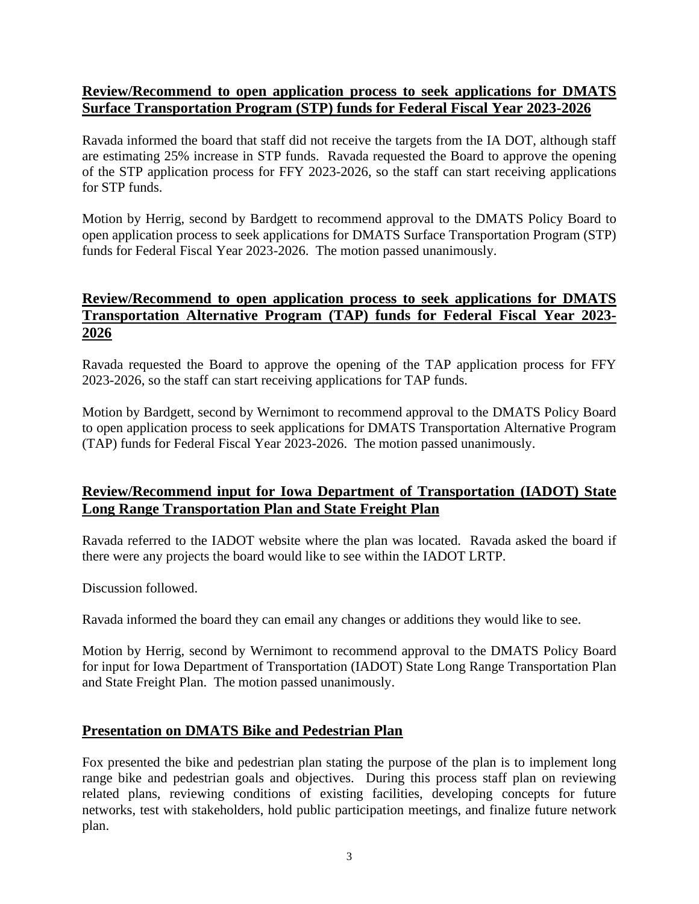**Review/Recommend to open application process to seek applications for DMATS Surface Transportation Program (STP) funds for Federal Fiscal Year 2023-2026**

Ravada informed the board that staff did not receive the targets from the IA DOT, although staff are estimating 25% increase in STP funds. Ravada requested the Board to approve the opening of the STP application process for FFY 2023-2026, so the staff can start receiving applications for STP funds.

Motion by Herrig, second by Bardgett to recommend approval to the DMATS Policy Board to open application process to seek applications for DMATS Surface Transportation Program (STP) funds for Federal Fiscal Year 2023-2026. The motion passed unanimously.

**Review/Recommend to open application process to seek applications for DMATS Transportation Alternative Program (TAP) funds for Federal Fiscal Year 2023-2026**

Ravada requested the Board to approve the opening of the TAP application process for FFY 2023-2026, so the staff can start receiving applications for TAP funds.

Motion by Bardgett, second by Wernimont to recommend approval to the DMATS Policy Board to open application process to seek applications for DMATS Transportation Alternative Program (TAP) funds for Federal Fiscal Year 2023-2026. The motion passed unanimously.

**Review/Recommend input for Iowa Department of Transportation (IADOT) State Long Range Transportation Plan and State Freight Plan**

Ravada referred to the IADOT website where the plan was located. Ravada asked the board if there were any projects the board would like to see within the IADOT LRTP.

Discussion followed.

Ravada informed the board they can email any changes or additions they would like to see.

Motion by Herrig, second by Wernimont to recommend approval to the DMATS Policy Board for input for Iowa Department of Transportation (IADOT) State Long Range Transportation Plan and State Freight Plan. The motion passed unanimously.

**Presentation on DMATS Bike and Pedestrian Plan**

Fox presented the bike and pedestrian plan stating the purpose of the plan is to implement long range bike and pedestrian goals and objectives. During this process staff plan on reviewing related plans, reviewing conditions of existing facilities, developing concepts for future networks, test with stakeholders, hold public participation meetings, and finalize future network plan.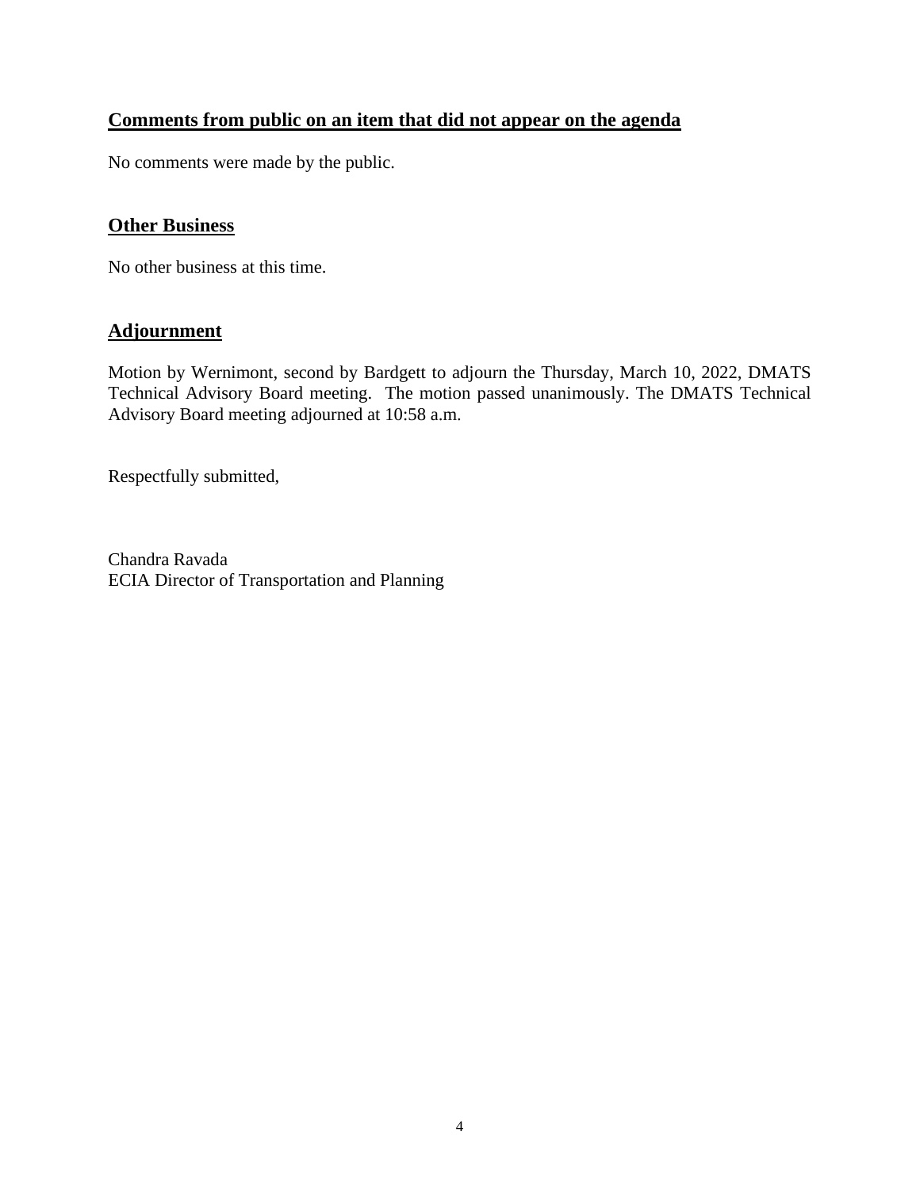## **Comments from public on an item that did not appear on the agenda**

No comments were made by the public.

## **Other Business**

No other business at this time.

## **Adjournment**

Motion by Wernimont, second by Bardgett to adjourn the Thursday, March 10, 2022, DMATS Technical Advisory Board meeting. The motion passed unanimously. The DMATS Technical Advisory Board meeting adjourned at 10:58 a.m.

Respectfully submitted,

Chandra Ravada
ECIA Director of Transportation and Planning